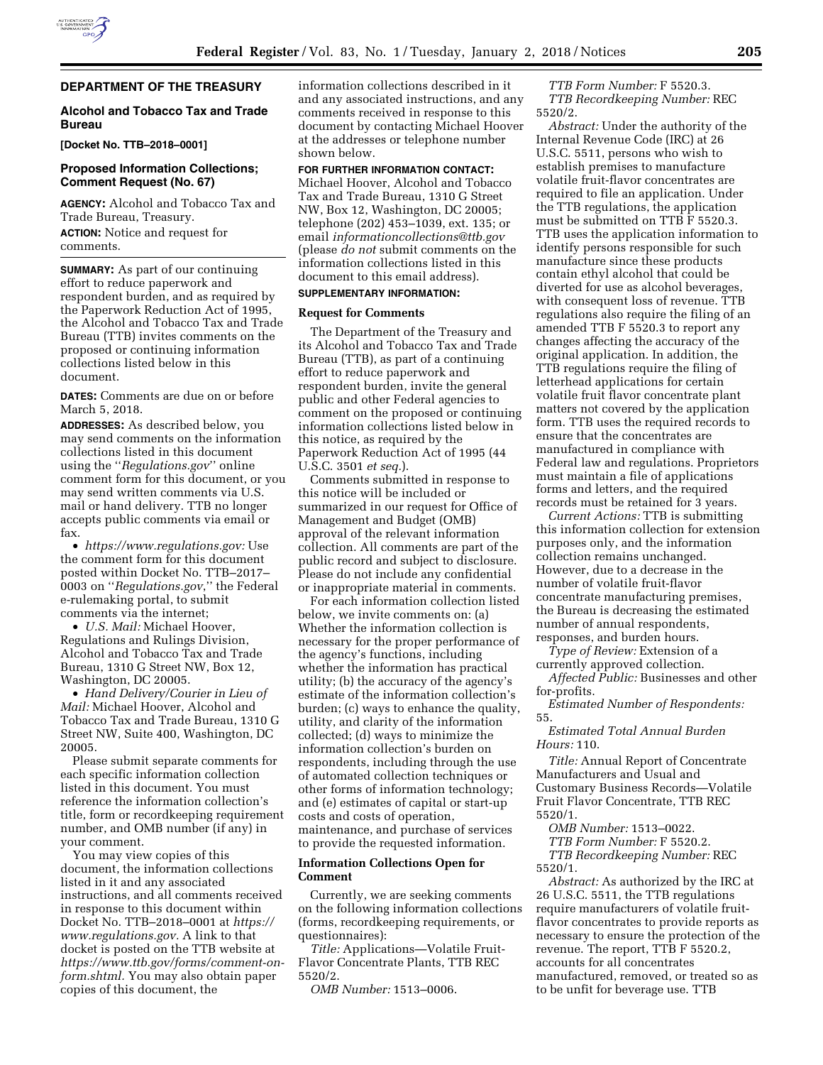## DEPARTMENT OF THE TREASURY

### Alcohol and Tobacco Tax and Trade Bureau

**[Docket No. TTB–2018–0001]**

### Proposed Information Collections; Comment Request (No. 67)

**AGENCY:** Alcohol and Tobacco Tax and Trade Bureau, Treasury.

**ACTION:** Notice and request for comments.

**SUMMARY:** As part of our continuing effort to reduce paperwork and respondent burden, and as required by the Paperwork Reduction Act of 1995, the Alcohol and Tobacco Tax and Trade Bureau (TTB) invites comments on the proposed or continuing information collections listed below in this document.

**DATES:** Comments are due on or before March 5, 2018.

**ADDRESSES:** As described below, you may send comments on the information collections listed in this document using the ''*Regulations.gov*'' online comment form for this document, or you may send written comments via U.S. mail or hand delivery. TTB no longer accepts public comments via email or fax.

- *https://www.regulations.gov:* Use the comment form for this document posted within Docket No. TTB–2017–0003 on ''*Regulations.gov*,'' the Federal e-rulemaking portal, to submit comments via the internet;
- *U.S. Mail:* Michael Hoover, Regulations and Rulings Division, Alcohol and Tobacco Tax and Trade Bureau, 1310 G Street NW, Box 12, Washington, DC 20005.
- *Hand Delivery/Courier in Lieu of Mail:* Michael Hoover, Alcohol and Tobacco Tax and Trade Bureau, 1310 G Street NW, Suite 400, Washington, DC 20005.

Please submit separate comments for each specific information collection listed in this document. You must reference the information collection's title, form or recordkeeping requirement number, and OMB number (if any) in your comment.

You may view copies of this document, the information collections listed in it and any associated instructions, and all comments received in response to this document within Docket No. TTB–2018–0001 at *https://www.regulations.gov.* A link to that docket is posted on the TTB website at *https://www.ttb.gov/forms/comment-on-form.shtml.* You may also obtain paper copies of this document, the information collections described in it and any associated instructions, and any comments received in response to this document by contacting Michael Hoover at the addresses or telephone number shown below.

**FOR FURTHER INFORMATION CONTACT:** Michael Hoover, Alcohol and Tobacco Tax and Trade Bureau, 1310 G Street NW, Box 12, Washington, DC 20005; telephone (202) 453–1039, ext. 135; or email *informationcollections@ttb.gov* (please *do not* submit comments on the information collections listed in this document to this email address).

**SUPPLEMENTARY INFORMATION:**

**Request for Comments**

The Department of the Treasury and its Alcohol and Tobacco Tax and Trade Bureau (TTB), as part of a continuing effort to reduce paperwork and respondent burden, invite the general public and other Federal agencies to comment on the proposed or continuing information collections listed below in this notice, as required by the Paperwork Reduction Act of 1995 (44 U.S.C. 3501 *et seq.*).

Comments submitted in response to this notice will be included or summarized in our request for Office of Management and Budget (OMB) approval of the relevant information collection. All comments are part of the public record and subject to disclosure. Please do not include any confidential or inappropriate material in comments.

For each information collection listed below, we invite comments on: (a) Whether the information collection is necessary for the proper performance of the agency's functions, including whether the information has practical utility; (b) the accuracy of the agency's estimate of the information collection's burden; (c) ways to enhance the quality, utility, and clarity of the information collected; (d) ways to minimize the information collection's burden on respondents, including through the use of automated collection techniques or other forms of information technology; and (e) estimates of capital or start-up costs and costs of operation, maintenance, and purchase of services to provide the requested information.

**Information Collections Open for Comment**

Currently, we are seeking comments on the following information collections (forms, recordkeeping requirements, or questionnaires):

*Title:* Applications—Volatile Fruit-Flavor Concentrate Plants, TTB REC 5520/2.

*OMB Number:* 1513–0006.

*TTB Form Number:* F 5520.3.

*TTB Recordkeeping Number:* REC 5520/2.

*Abstract:* Under the authority of the Internal Revenue Code (IRC) at 26 U.S.C. 5511, persons who wish to establish premises to manufacture volatile fruit-flavor concentrates are required to file an application. Under the TTB regulations, the application must be submitted on TTB F 5520.3. TTB uses the application information to identify persons responsible for such manufacture since these products contain ethyl alcohol that could be diverted for use as alcohol beverages, with consequent loss of revenue. TTB regulations also require the filing of an amended TTB F 5520.3 to report any changes affecting the accuracy of the original application. In addition, the TTB regulations require the filing of letterhead applications for certain volatile fruit flavor concentrate plant matters not covered by the application form. TTB uses the required records to ensure that the concentrates are manufactured in compliance with Federal law and regulations. Proprietors must maintain a file of applications forms and letters, and the required records must be retained for 3 years.

*Current Actions:* TTB is submitting this information collection for extension purposes only, and the information collection remains unchanged. However, due to a decrease in the number of volatile fruit-flavor concentrate manufacturing premises, the Bureau is decreasing the estimated number of annual respondents, responses, and burden hours.

*Type of Review:* Extension of a currently approved collection.

*Affected Public:* Businesses and other for-profits.

*Estimated Number of Respondents:* 55.

*Estimated Total Annual Burden Hours:* 110.

*Title:* Annual Report of Concentrate Manufacturers and Usual and Customary Business Records—Volatile Fruit Flavor Concentrate, TTB REC 5520/1.

*OMB Number:* 1513–0022.

*TTB Form Number:* F 5520.2.

*TTB Recordkeeping Number:* REC 5520/1.

*Abstract:* As authorized by the IRC at 26 U.S.C. 5511, the TTB regulations require manufacturers of volatile fruit-flavor concentrates to provide reports as necessary to ensure the protection of the revenue. The report, TTB F 5520.2, accounts for all concentrates manufactured, removed, or treated so as to be unfit for beverage use. TTB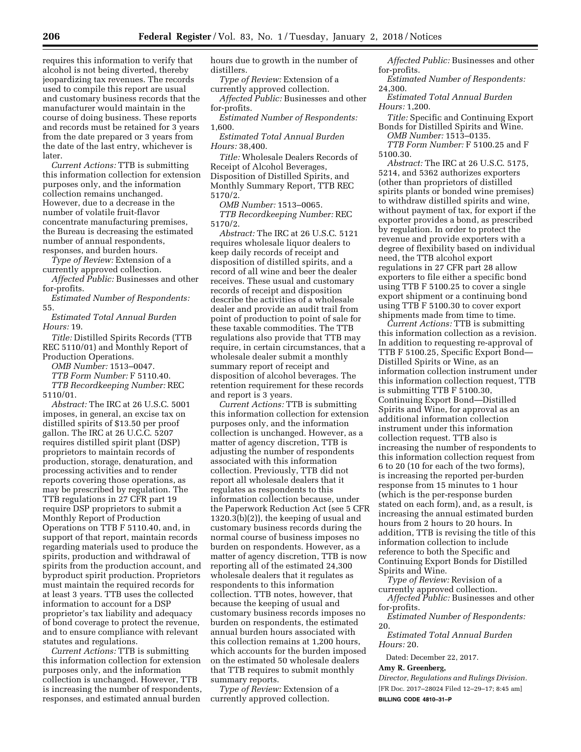requires this information to verify that alcohol is not being diverted, thereby jeopardizing tax revenues. The records used to compile this report are usual and customary business records that the manufacturer would maintain in the course of doing business. These reports and records must be retained for 3 years from the date prepared or 3 years from the date of the last entry, whichever is later.

*Current Actions:* TTB is submitting this information collection for extension purposes only, and the information collection remains unchanged. However, due to a decrease in the number of volatile fruit-flavor concentrate manufacturing premises, the Bureau is decreasing the estimated number of annual respondents, responses, and burden hours.

*Type of Review:* Extension of a currently approved collection.

*Affected Public:* Businesses and other for-profits.

*Estimated Number of Respondents:* 55.

*Estimated Total Annual Burden Hours:* 19.

*Title:* Distilled Spirits Records (TTB REC 5110/01) and Monthly Report of Production Operations.

*OMB Number:* 1513–0047.

*TTB Form Number:* F 5110.40.

*TTB Recordkeeping Number:* REC 5110/01.

*Abstract:* The IRC at 26 U.S.C. 5001 imposes, in general, an excise tax on distilled spirits of $13.50 per proof gallon. The IRC at 26 U.C.C. 5207 requires distilled spirit plant (DSP) proprietors to maintain records of production, storage, denaturation, and processing activities and to render reports covering those operations, as may be prescribed by regulation. The TTB regulations in 27 CFR part 19 require DSP proprietors to submit a Monthly Report of Production Operations on TTB F 5110.40, and, in support of that report, maintain records regarding materials used to produce the spirits, production and withdrawal of spirits from the production account, and byproduct spirit production. Proprietors must maintain the required records for at least 3 years. TTB uses the collected information to account for a DSP proprietor's tax liability and adequacy of bond coverage to protect the revenue, and to ensure compliance with relevant statutes and regulations.

*Current Actions:* TTB is submitting this information collection for extension purposes only, and the information collection is unchanged. However, TTB is increasing the number of respondents, responses, and estimated annual burden hours due to growth in the number of distillers.

*Type of Review:* Extension of a currently approved collection.

*Affected Public:* Businesses and other for-profits.

*Estimated Number of Respondents:* 1,600.

*Estimated Total Annual Burden Hours:* 38,400.

*Title:* Wholesale Dealers Records of Receipt of Alcohol Beverages, Disposition of Distilled Spirits, and Monthly Summary Report, TTB REC 5170/2.

*OMB Number:* 1513–0065.

*TTB Recordkeeping Number:* REC 5170/2.

*Abstract:* The IRC at 26 U.S.C. 5121 requires wholesale liquor dealers to keep daily records of receipt and disposition of distilled spirits, and a record of all wine and beer the dealer receives. These usual and customary records of receipt and disposition describe the activities of a wholesale dealer and provide an audit trail from point of production to point of sale for these taxable commodities. The TTB regulations also provide that TTB may require, in certain circumstances, that a wholesale dealer submit a monthly summary report of receipt and disposition of alcohol beverages. The retention requirement for these records and report is 3 years.

*Current Actions:* TTB is submitting this information collection for extension purposes only, and the information collection is unchanged. However, as a matter of agency discretion, TTB is adjusting the number of respondents associated with this information collection. Previously, TTB did not report all wholesale dealers that it regulates as respondents to this information collection because, under the Paperwork Reduction Act (see 5 CFR 1320.3(b)(2)), the keeping of usual and customary business records during the normal course of business imposes no burden on respondents. However, as a matter of agency discretion, TTB is now reporting all of the estimated 24,300 wholesale dealers that it regulates as respondents to this information collection. TTB notes, however, that because the keeping of usual and customary business records imposes no burden on respondents, the estimated annual burden hours associated with this collection remains at 1,200 hours, which accounts for the burden imposed on the estimated 50 wholesale dealers that TTB requires to submit monthly summary reports.

*Type of Review:* Extension of a currently approved collection.

*Affected Public:* Businesses and other for-profits.

*Estimated Number of Respondents:* 24,300.

*Estimated Total Annual Burden Hours:* 1,200.

*Title:* Specific and Continuing Export Bonds for Distilled Spirits and Wine.

*OMB Number:* 1513–0135.

*TTB Form Number:* F 5100.25 and F 5100.30.

*Abstract:* The IRC at 26 U.S.C. 5175, 5214, and 5362 authorizes exporters (other than proprietors of distilled spirits plants or bonded wine premises) to withdraw distilled spirits and wine, without payment of tax, for export if the exporter provides a bond, as prescribed by regulation. In order to protect the revenue and provide exporters with a degree of flexibility based on individual need, the TTB alcohol export regulations in 27 CFR part 28 allow exporters to file either a specific bond using TTB F 5100.25 to cover a single export shipment or a continuing bond using TTB F 5100.30 to cover export shipments made from time to time.

*Current Actions:* TTB is submitting this information collection as a revision. In addition to requesting re-approval of TTB F 5100.25, Specific Export Bond—Distilled Spirits or Wine, as an information collection instrument under this information collection request, TTB is submitting TTB F 5100.30, Continuing Export Bond—Distilled Spirits and Wine, for approval as an additional information collection instrument under this information collection request. TTB also is increasing the number of respondents to this information collection request from 6 to 20 (10 for each of the two forms), is increasing the reported per-burden response from 15 minutes to 1 hour (which is the per-response burden stated on each form), and, as a result, is increasing the annual estimated burden hours from 2 hours to 20 hours. In addition, TTB is revising the title of this information collection to include reference to both the Specific and Continuing Export Bonds for Distilled Spirits and Wine.

*Type of Review:* Revision of a currently approved collection.

*Affected Public:* Businesses and other for-profits.

*Estimated Number of Respondents:* 20.

*Estimated Total Annual Burden Hours:* 20.

Dated: December 22, 2017.

**Amy R. Greenberg,**

*Director, Regulations and Rulings Division.*

[FR Doc. 2017–28024 Filed 12–29–17; 8:45 am]

**BILLING CODE 4810–31–P**